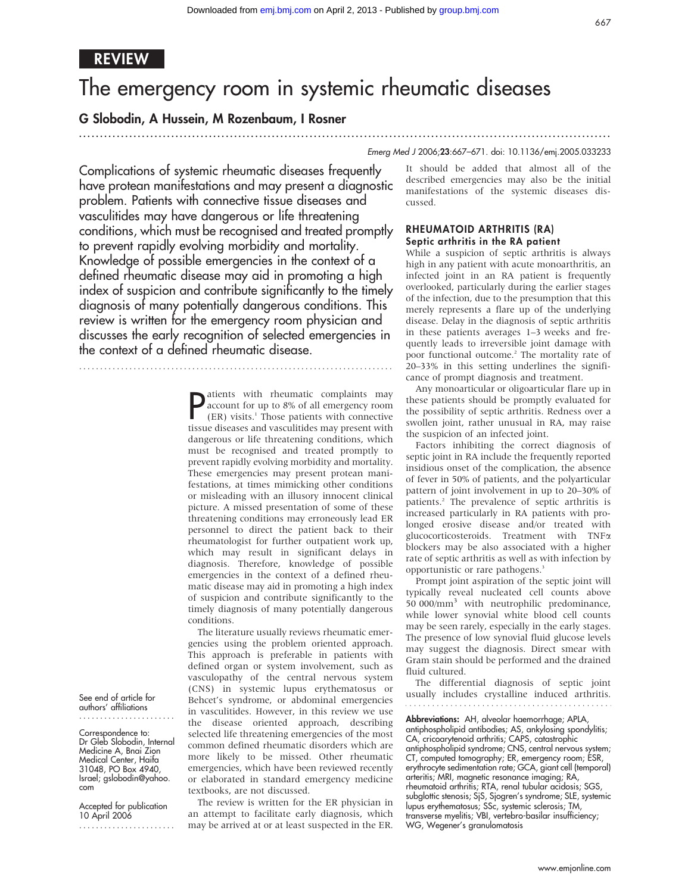REVIEW

# The emergency room in systemic rheumatic diseases

**G Slobodin, A Hussein, M Rozenbaum, I Rosner**

Complications of systemic rheumatic diseases frequently have protean manifestations and may present a diagnostic problem. Patients with connective tissue diseases and vasculitides may have dangerous or life threatening conditions, which must be recognised and treated promptly to prevent rapidly evolving morbidity and mortality. Knowledge of possible emergencies in the context of a defined rheumatic disease may aid in promoting a high index of suspicion and contribute significantly to the timely diagnosis of many potentially dangerous conditions. This review is written for the emergency room physician and discusses the early recognition of selected emergencies in the context of a defined rheumatic disease.

Patients with rheumatic complaints may account for up to 8% of all emergency room (ER) visits.[1] Those patients with connective tissue diseases and vasculitides may present with dangerous or life threatening conditions, which must be recognised and treated promptly to prevent rapidly evolving morbidity and mortality. These emergencies may present protean manifestations, at times mimicking other conditions or misleading with an illusory innocent clinical picture. A missed presentation of some of these threatening conditions may erroneously lead ER personnel to direct the patient back to their rheumatologist for further outpatient work up, which may result in significant delays in diagnosis. Therefore, knowledge of possible emergencies in the context of a defined rheumatic disease may aid in promoting a high index of suspicion and contribute significantly to the timely diagnosis of many potentially dangerous conditions.

The literature usually reviews rheumatic emergencies using the problem oriented approach. This approach is preferable in patients with defined organ or system involvement, such as vasculopathy of the central nervous system (CNS) in systemic lupus erythematosus or Behcet's syndrome, or abdominal emergencies in vasculitides. However, in this review we use the disease oriented approach, describing selected life threatening emergencies of the most common defined rheumatic disorders which are more likely to be missed. Other rheumatic emergencies, which have been reviewed recently or elaborated in standard emergency medicine textbooks, are not discussed.

The review is written for the ER physician in an attempt to facilitate early diagnosis, which may be arrived at or at least suspected in the ER. It should be added that almost all of the described emergencies may also be the initial manifestations of the systemic diseases discussed.

## RHEUMATOID ARTHRITIS (RA)

### Septic arthritis in the RA patient

While a suspicion of septic arthritis is always high in any patient with acute monoarthritis, an infected joint in an RA patient is frequently overlooked, particularly during the earlier stages of the infection, due to the presumption that this merely represents a flare up of the underlying disease. Delay in the diagnosis of septic arthritis in these patients averages 1–3 weeks and frequently leads to irreversible joint damage with poor functional outcome.[2] The mortality rate of 20–33% in this setting underlines the significance of prompt diagnosis and treatment.

Any monoarticular or oligoarticular flare up in these patients should be promptly evaluated for the possibility of septic arthritis. Redness over a swollen joint, rather unusual in RA, may raise the suspicion of an infected joint.

Factors inhibiting the correct diagnosis of septic joint in RA include the frequently reported insidious onset of the complication, the absence of fever in 50% of patients, and the polyarticular pattern of joint involvement in up to 20–30% of patients.[2] The prevalence of septic arthritis is increased particularly in RA patients with prolonged erosive disease and/or treated with glucocorticosteroids. Treatment with TNF$\alpha$ blockers may be also associated with a higher rate of septic arthritis as well as with infection by opportunistic or rare pathogens.[3]

Prompt joint aspiration of the septic joint will typically reveal nucleated cell counts above 50 000/mm$^3$ with neutrophilic predominance, while lower synovial white blood cell counts may be seen rarely, especially in the early stages. The presence of low synovial fluid glucose levels may suggest the diagnosis. Direct smear with Gram stain should be performed and the drained fluid cultured.

The differential diagnosis of septic joint usually includes crystalline induced arthritis.

See end of article for authors' affiliations

Correspondence to: Dr Gleb Slobodin, Internal Medicine A, Bnai Zion Medical Center, Haifa 31048, PO Box 4940, Israel; gslobodin@yahoo.com

Accepted for publication 10 April 2006

**Abbreviations:** AH, alveolar haemorrhage; APLA, antiphospholipid antibodies; AS, ankylosing spondylitis; CA, cricoarytenoid arthritis; CAPS, catastrophic antiphospholipid syndrome; CNS, central nervous system; CT, computed tomography; ER, emergency room; ESR, erythrocyte sedimentation rate; GCA, giant cell (temporal) arteritis; MRI, magnetic resonance imaging; RA, rheumatoid arthritis; RTA, renal tubular acidosis; SGS, subglottic stenosis; SjS, Sjogren's syndrome; SLE, systemic lupus erythematosus; SSc, systemic sclerosis; TM, transverse myelitis; VBI, vertebro-basilar insufficiency; WG, Wegener's granulomatosis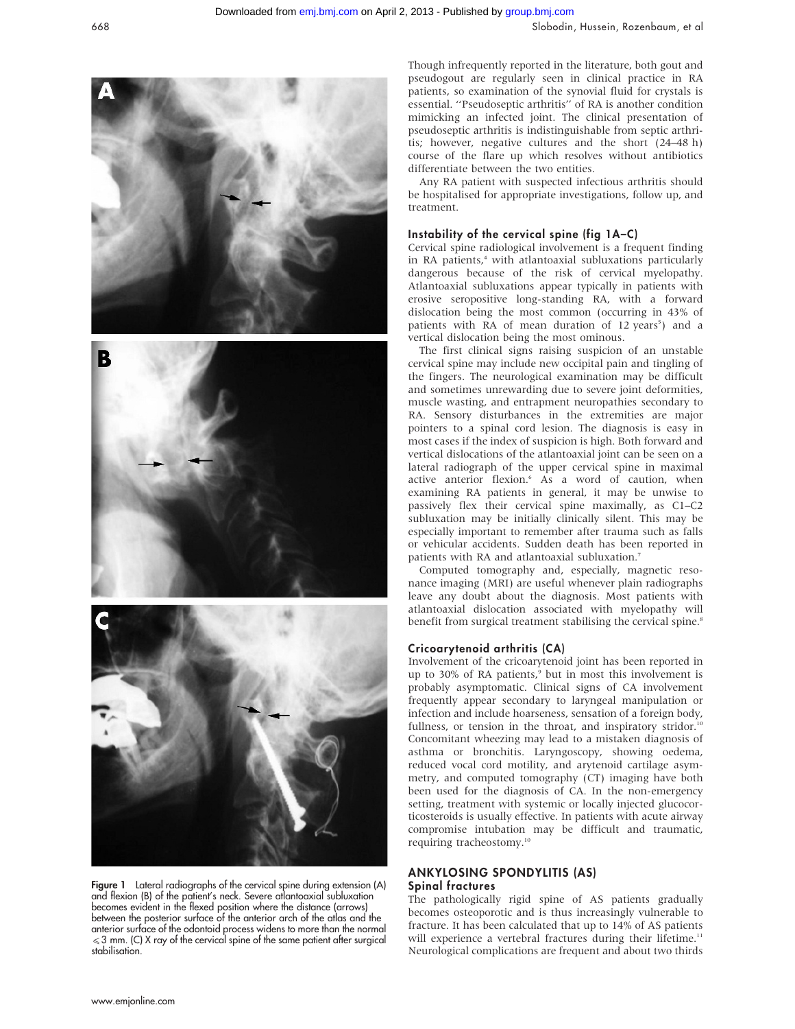Figure 1 Lateral radiographs of the cervical spine during extension (A) and flexion (B) of the patient's neck. Severe atlantoaxial subluxation becomes evident in the flexed position where the distance (arrows) between the posterior surface of the anterior arch of the atlas and the anterior surface of the odontoid process widens to more than the normal ⩽3 mm. (C) X ray of the cervical spine of the same patient after surgical stabilisation.

Though infrequently reported in the literature, both gout and pseudogout are regularly seen in clinical practice in RA patients, so examination of the synovial fluid for crystals is essential. "Pseudoseptic arthritis" of RA is another condition mimicking an infected joint. The clinical presentation of pseudoseptic arthritis is indistinguishable from septic arthritis; however, negative cultures and the short (24–48 h) course of the flare up which resolves without antibiotics differentiate between the two entities.

Any RA patient with suspected infectious arthritis should be hospitalised for appropriate investigations, follow up, and treatment.

### Instability of the cervical spine (fig 1A–C)

Cervical spine radiological involvement is a frequent finding in RA patients,[4] with atlantoaxial subluxations particularly dangerous because of the risk of cervical myelopathy. Atlantoaxial subluxations appear typically in patients with erosive seropositive long-standing RA, with a forward dislocation being the most common (occurring in 43% of patients with RA of mean duration of 12 years[5]) and a vertical dislocation being the most ominous.

The first clinical signs raising suspicion of an unstable cervical spine may include new occipital pain and tingling of the fingers. The neurological examination may be difficult and sometimes unrewarding due to severe joint deformities, muscle wasting, and entrapment neuropathies secondary to RA. Sensory disturbances in the extremities are major pointers to a spinal cord lesion. The diagnosis is easy in most cases if the index of suspicion is high. Both forward and vertical dislocations of the atlantoaxial joint can be seen on a lateral radiograph of the upper cervical spine in maximal active anterior flexion.[6] As a word of caution, when examining RA patients in general, it may be unwise to passively flex their cervical spine maximally, as C1–C2 subluxation may be initially clinically silent. This may be especially important to remember after trauma such as falls or vehicular accidents. Sudden death has been reported in patients with RA and atlantoaxial subluxation.[7]

Computed tomography and, especially, magnetic resonance imaging (MRI) are useful whenever plain radiographs leave any doubt about the diagnosis. Most patients with atlantoaxial dislocation associated with myelopathy will benefit from surgical treatment stabilising the cervical spine.[8]

### Cricoarytenoid arthritis (CA)

Involvement of the cricoarytenoid joint has been reported in up to 30% of RA patients,[9] but in most this involvement is probably asymptomatic. Clinical signs of CA involvement frequently appear secondary to laryngeal manipulation or infection and include hoarseness, sensation of a foreign body, fullness, or tension in the throat, and inspiratory stridor.[10] Concomitant wheezing may lead to a mistaken diagnosis of asthma or bronchitis. Laryngoscopy, showing oedema, reduced vocal cord motility, and arytenoid cartilage asymmetry, and computed tomography (CT) imaging have both been used for the diagnosis of CA. In the non-emergency setting, treatment with systemic or locally injected glucocorticosteroids is usually effective. In patients with acute airway compromise intubation may be difficult and traumatic, requiring tracheostomy.[10]

## ANKYLOSING SPONDYLITIS (AS)

### Spinal fractures

The pathologically rigid spine of AS patients gradually becomes osteoporotic and is thus increasingly vulnerable to fracture. It has been calculated that up to 14% of AS patients will experience a vertebral fractures during their lifetime.[11] Neurological complications are frequent and about two thirds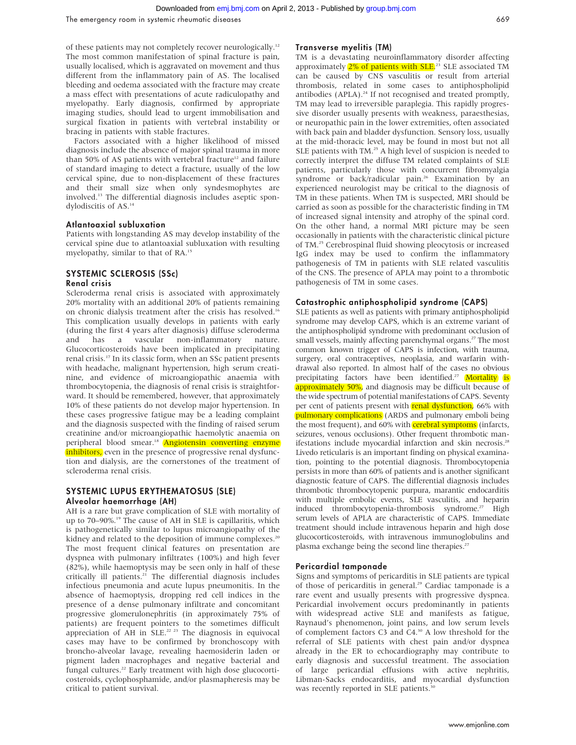of these patients may not completely recover neurologically.[12] The most common manifestation of spinal fracture is pain, usually localised, which is aggravated on movement and thus different from the inflammatory pain of AS. The localised bleeding and oedema associated with the fracture may create a mass effect with presentations of acute radiculopathy and myelopathy. Early diagnosis, confirmed by appropriate imaging studies, should lead to urgent immobilisation and surgical fixation in patients with vertebral instability or bracing in patients with stable fractures.

Factors associated with a higher likelihood of missed diagnosis include the absence of major spinal trauma in more than 50% of AS patients with vertebral fracture[12] and failure of standard imaging to detect a fracture, usually of the low cervical spine, due to non-displacement of these fractures and their small size when only syndesmophytes are involved.[13] The differential diagnosis includes aseptic spondylodiscitis of AS.[14]

### Atlantoaxial subluxation

Patients with longstanding AS may develop instability of the cervical spine due to atlantoaxial subluxation with resulting myelopathy, similar to that of RA.[15]

## SYSTEMIC SCLEROSIS (SSc)

### Renal crisis

Scleroderma renal crisis is associated with approximately 20% mortality with an additional 20% of patients remaining on chronic dialysis treatment after the crisis has resolved.[16] This complication usually develops in patients with early (during the first 4 years after diagnosis) diffuse scleroderma and has a vascular non-inflammatory nature. Glucocorticosteroids have been implicated in precipitating renal crisis.[17] In its classic form, when an SSc patient presents with headache, malignant hypertension, high serum creatinine, and evidence of microangiopathic anaemia with thrombocytopenia, the diagnosis of renal crisis is straightforward. It should be remembered, however, that approximately 10% of these patients do not develop major hypertension. In these cases progressive fatigue may be a leading complaint and the diagnosis suspected with the finding of raised serum creatinine and/or microangiopathic haemolytic anaemia on peripheral blood smear.[18] Angiotensin converting enzyme inhibitors, even in the presence of progressive renal dysfunction and dialysis, are the cornerstones of the treatment of scleroderma renal crisis.

## SYSTEMIC LUPUS ERYTHEMATOSUS (SLE)

### Alveolar haemorrhage (AH)

AH is a rare but grave complication of SLE with mortality of up to 70–90%.[19] The cause of AH in SLE is capillaritis, which is pathogenetically similar to lupus microangiopathy of the kidney and related to the deposition of immune complexes.[20] The most frequent clinical features on presentation are dyspnea with pulmonary infiltrates (100%) and high fever (82%), while haemoptysis may be seen only in half of these critically ill patients.[21] The differential diagnosis includes infectious pneumonia and acute lupus pneumonitis. In the absence of haemoptysis, dropping red cell indices in the presence of a dense pulmonary infiltrate and concomitant progressive glomerulonephritis (in approximately 75% of patients) are frequent pointers to the sometimes difficult appreciation of AH in SLE.[22,23] The diagnosis in equivocal cases may have to be confirmed by bronchoscopy with broncho-alveolar lavage, revealing haemosiderin laden or pigment laden macrophages and negative bacterial and fungal cultures.[22] Early treatment with high dose glucocorticosteroids, cyclophosphamide, and/or plasmapheresis may be critical to patient survival.

### Transverse myelitis (TM)

TM is a devastating neuroinflammatory disorder affecting approximately 2% of patients with SLE.[23] SLE associated TM can be caused by CNS vasculitis or result from arterial thrombosis, related in some cases to antiphospholipid antibodies (APLA).[24] If not recognised and treated promptly, TM may lead to irreversible paraplegia. This rapidly progressive disorder usually presents with weakness, paraesthesias, or neuropathic pain in the lower extremities, often associated with back pain and bladder dysfunction. Sensory loss, usually at the mid-thoracic level, may be found in most but not all SLE patients with TM.[25] A high level of suspicion is needed to correctly interpret the diffuse TM related complaints of SLE patients, particularly those with concurrent fibromyalgia syndrome or back/radicular pain.[26] Examination by an experienced neurologist may be critical to the diagnosis of TM in these patients. When TM is suspected, MRI should be carried as soon as possible for the characteristic finding in TM of increased signal intensity and atrophy of the spinal cord. On the other hand, a normal MRI picture may be seen occasionally in patients with the characteristic clinical picture of TM.[25] Cerebrospinal fluid showing pleocytosis or increased IgG index may be used to confirm the inflammatory pathogenesis of TM in patients with SLE related vasculitis of the CNS. The presence of APLA may point to a thrombotic pathogenesis of TM in some cases.

### Catastrophic antiphospholipid syndrome (CAPS)

SLE patients as well as patients with primary antiphospholipid syndrome may develop CAPS, which is an extreme variant of the antiphospholipid syndrome with predominant occlusion of small vessels, mainly affecting parenchymal organs.[27] The most common known trigger of CAPS is infection, with trauma, surgery, oral contraceptives, neoplasia, and warfarin withdrawal also reported. In almost half of the cases no obvious precipitating factors have been identified.[27] Mortality is approximately 50%, and diagnosis may be difficult because of the wide spectrum of potential manifestations of CAPS. Seventy per cent of patients present with renal dysfunction, 66% with pulmonary complications (ARDS and pulmonary emboli being the most frequent), and 60% with cerebral symptoms (infarcts, seizures, venous occlusions). Other frequent thrombotic manifestations include myocardial infarction and skin necrosis.[28] Livedo reticularis is an important finding on physical examination, pointing to the potential diagnosis. Thrombocytopenia persists in more than 60% of patients and is another significant diagnostic feature of CAPS. The differential diagnosis includes thrombotic thrombocytopenic purpura, marantic endocarditis with multiple embolic events, SLE vasculitis, and heparin induced thrombocytopenia-thrombosis syndrome.[27] High serum levels of APLA are characteristic of CAPS. Immediate treatment should include intravenous heparin and high dose glucocorticosteroids, with intravenous immunoglobulins and plasma exchange being the second line therapies.[27]

### Pericardial tamponade

Signs and symptoms of pericarditis in SLE patients are typical of those of pericarditis in general.[29] Cardiac tamponade is a rare event and usually presents with progressive dyspnea. Pericardial involvement occurs predominantly in patients with widespread active SLE and manifests as fatigue, Raynaud's phenomenon, joint pains, and low serum levels of complement factors C3 and C4.[30] A low threshold for the referral of SLE patients with chest pain and/or dyspnea already in the ER to echocardiography may contribute to early diagnosis and successful treatment. The association of large pericardial effusions with active nephritis, Libman-Sacks endocarditis, and myocardial dysfunction was recently reported in SLE patients.[30]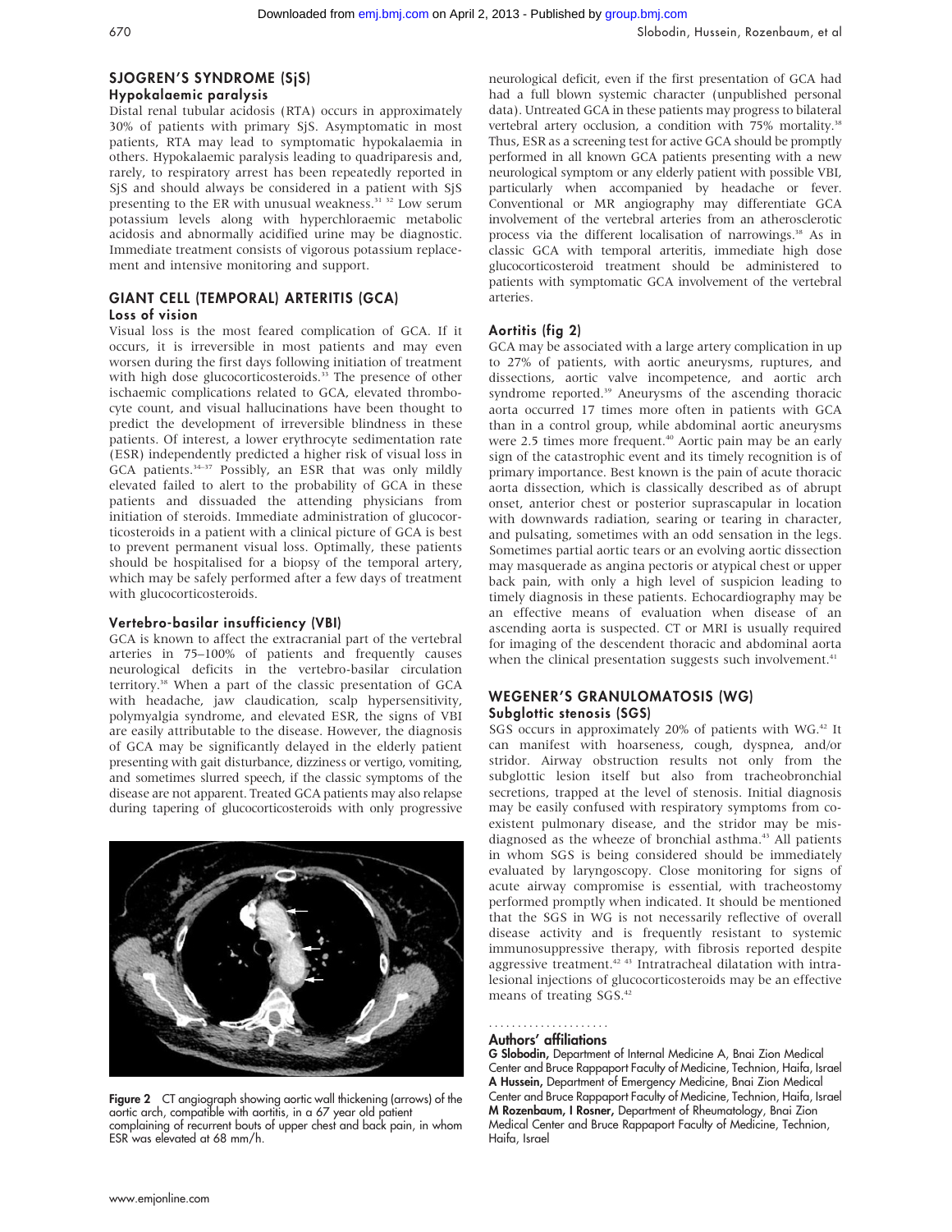## SJOGREN'S SYNDROME (SjS)

### Hypokalaemic paralysis

Distal renal tubular acidosis (RTA) occurs in approximately 30% of patients with primary SjS. Asymptomatic in most patients, RTA may lead to symptomatic hypokalaemia in others. Hypokalaemic paralysis leading to quadriparesis and, rarely, to respiratory arrest has been repeatedly reported in SjS and should always be considered in a patient with SjS presenting to the ER with unusual weakness.[31 32] Low serum potassium levels along with hyperchloraemic metabolic acidosis and abnormally acidified urine may be diagnostic. Immediate treatment consists of vigorous potassium replacement and intensive monitoring and support.

## GIANT CELL (TEMPORAL) ARTERITIS (GCA)

### Loss of vision

Visual loss is the most feared complication of GCA. If it occurs, it is irreversible in most patients and may even worsen during the first days following initiation of treatment with high dose glucocorticosteroids.[33] The presence of other ischaemic complications related to GCA, elevated thrombocyte count, and visual hallucinations have been thought to predict the development of irreversible blindness in these patients. Of interest, a lower erythrocyte sedimentation rate (ESR) independently predicted a higher risk of visual loss in GCA patients.[34–37] Possibly, an ESR that was only mildly elevated failed to alert to the probability of GCA in these patients and dissuaded the attending physicians from initiation of steroids. Immediate administration of glucocorticosteroids in a patient with a clinical picture of GCA is best to prevent permanent visual loss. Optimally, these patients should be hospitalised for a biopsy of the temporal artery, which may be safely performed after a few days of treatment with glucocorticosteroids.

### Vertebro-basilar insufficiency (VBI)

GCA is known to affect the extracranial part of the vertebral arteries in 75–100% of patients and frequently causes neurological deficits in the vertebro-basilar circulation territory.[38] When a part of the classic presentation of GCA with headache, jaw claudication, scalp hypersensitivity, polymyalgia syndrome, and elevated ESR, the signs of VBI are easily attributable to the disease. However, the diagnosis of GCA may be significantly delayed in the elderly patient presenting with gait disturbance, dizziness or vertigo, vomiting, and sometimes slurred speech, if the classic symptoms of the disease are not apparent. Treated GCA patients may also relapse during tapering of glucocorticosteroids with only progressive neurological deficit, even if the first presentation of GCA had had a full blown systemic character (unpublished personal data). Untreated GCA in these patients may progress to bilateral vertebral artery occlusion, a condition with 75% mortality.[38] Thus, ESR as a screening test for active GCA should be promptly performed in all known GCA patients presenting with a new neurological symptom or any elderly patient with possible VBI, particularly when accompanied by headache or fever. Conventional or MR angiography may differentiate GCA involvement of the vertebral arteries from an atherosclerotic process via the different localisation of narrowings.[38] As in classic GCA with temporal arteritis, immediate high dose glucocorticosteroid treatment should be administered to patients with symptomatic GCA involvement of the vertebral arteries.

Figure 2 CT angiograph showing aortic wall thickening (arrows) of the aortic arch, compatible with aortitis, in a 67 year old patient complaining of recurrent bouts of upper chest and back pain, in whom ESR was elevated at 68 mm/h.

### Aortitis (fig 2)

GCA may be associated with a large artery complication in up to 27% of patients, with aortic aneurysms, ruptures, and dissections, aortic valve incompetence, and aortic arch syndrome reported.[39] Aneurysms of the ascending thoracic aorta occurred 17 times more often in patients with GCA than in a control group, while abdominal aortic aneurysms were 2.5 times more frequent.[40] Aortic pain may be an early sign of the catastrophic event and its timely recognition is of primary importance. Best known is the pain of acute thoracic aorta dissection, which is classically described as of abrupt onset, anterior chest or posterior suprascapular in location with downwards radiation, searing or tearing in character, and pulsating, sometimes with an odd sensation in the legs. Sometimes partial aortic tears or an evolving aortic dissection may masquerade as angina pectoris or atypical chest or upper back pain, with only a high level of suspicion leading to timely diagnosis in these patients. Echocardiography may be an effective means of evaluation when disease of an ascending aorta is suspected. CT or MRI is usually required for imaging of the descendent thoracic and abdominal aorta when the clinical presentation suggests such involvement.[41]

## WEGENER'S GRANULOMATOSIS (WG)

### Subglottic stenosis (SGS)

SGS occurs in approximately 20% of patients with WG.[42] It can manifest with hoarseness, cough, dyspnea, and/or stridor. Airway obstruction results not only from the subglottic lesion itself but also from tracheobronchial secretions, trapped at the level of stenosis. Initial diagnosis may be easily confused with respiratory symptoms from coexistent pulmonary disease, and the stridor may be misdiagnosed as the wheeze of bronchial asthma.[43] All patients in whom SGS is being considered should be immediately evaluated by laryngoscopy. Close monitoring for signs of acute airway compromise is essential, with tracheostomy performed promptly when indicated. It should be mentioned that the SGS in WG is not necessarily reflective of overall disease activity and is frequently resistant to systemic immunosuppressive therapy, with fibrosis reported despite aggressive treatment.[42 43] Intratracheal dilatation with intralesional injections of glucocorticosteroids may be an effective means of treating SGS.[42]

### Authors' affiliations

**G Slobodin,** Department of Internal Medicine A, Bnai Zion Medical Center and Bruce Rappaport Faculty of Medicine, Technion, Haifa, Israel
**A Hussein,** Department of Emergency Medicine, Bnai Zion Medical Center and Bruce Rappaport Faculty of Medicine, Technion, Haifa, Israel
**M Rozenbaum, I Rosner,** Department of Rheumatology, Bnai Zion Medical Center and Bruce Rappaport Faculty of Medicine, Technion, Haifa, Israel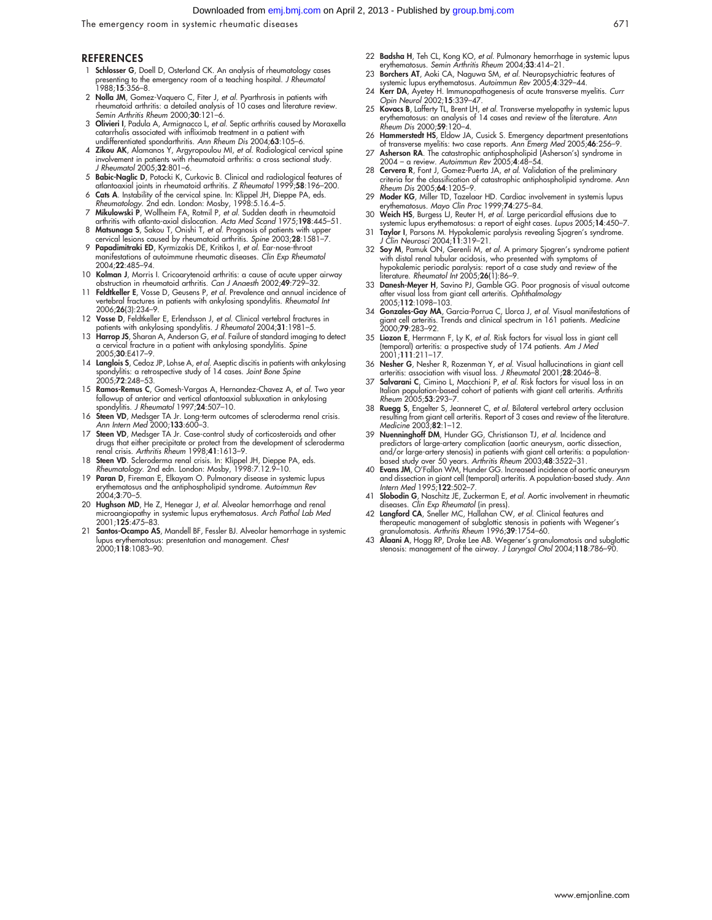## REFERENCES

1. **Schlosser G**, Doell D, Osterland CK. An analysis of rheumatology cases presenting to the emergency room of a teaching hospital. *J Rheumatol* 1988;**15**:356–8.
2. **Nolla JM**, Gomez-Vaquero C, Fiter J, *et al*. Pyarthrosis in patients with rheumatoid arthritis: a detailed analysis of 10 cases and literature review. *Semin Arthritis Rheum* 2000;**30**:121–6.
3. **Olivieri I**, Padula A, Armignacco L, *et al*. Septic arthritis caused by Moraxella catarrhalis associated with infliximab treatment in a patient with undifferentiated spondarthritis. *Ann Rheum Dis* 2004;**63**:105–6.
4. **Zikou AK**, Alamanos Y, Argyropoulou MI, *et al*. Radiological cervical spine involvement in patients with rheumatoid arthritis: a cross sectional study. *J Rheumatol* 2005;**32**:801–6.
5. **Babic-Naglic D**, Potocki K, Curkovic B. Clinical and radiological features of atlantoaxial joints in rheumatoid arthritis. *Z Rheumatol* 1999;**58**:196–200.
6. **Cats A**. Instability of the cervical spine. In: Klippel JH, Dieppe PA, eds. *Rheumatology*. 2nd edn. London: Mosby, 1998:5.16.4–5.
7. **Mikulowski P**, Wollheim FA, Rotmil P, *et al*. Sudden death in rheumatoid arthritis with atlanto-axial dislocation. *Acta Med Scand* 1975;**198**:445–51.
8. **Matsunaga S**, Sakou T, Onishi T, *et al*. Prognosis of patients with upper cervical lesions caused by rheumatoid arthritis. *Spine* 2003;**28**:1581–7.
9. **Papadimitraki ED**, Kyrmizakis DE, Kritikos I, *et al*. Ear-nose-throat manifestations of autoimmune rheumatic diseases. *Clin Exp Rheumatol* 2004;**22**:485–94.
10. **Kolman J**, Morris I. Cricoarytenoid arthritis: a cause of acute upper airway obstruction in rheumatoid arthritis. *Can J Anaesth* 2002;**49**:729–32.
11. **Feldtkeller E**, Vosse D, Geusens P, *et al*. Prevalence and annual incidence of vertebral fractures in patients with ankylosing spondylitis. *Rheumatol Int* 2006;**26**(3):234–9.
12. **Vosse D**, Feldtkeller E, Erlendsson J, *et al*. Clinical vertebral fractures in patients with ankylosing spondylitis. *J Rheumatol* 2004;**31**:1981–5.
13. **Harrop JS**, Sharan A, Anderson G, *et al*. Failure of standard imaging to detect a cervical fracture in a patient with ankylosing spondylitis. *Spine* 2005;**30**:E417–9.
14. **Langlois S**, Cedoz JP, Lohse A, *et al*. Aseptic discitis in patients with ankylosing spondylitis: a retrospective study of 14 cases. *Joint Bone Spine* 2005;**72**:248–53.
15. **Ramos-Remus C**, Gomesh-Vargas A, Hernandez-Chavez A, *et al*. Two year followup of anterior and vertical atlantoaxial subluxation in ankylosing spondylitis. *J Rheumatol* 1997;**24**:507–10.
16. **Steen VD**, Medsger TA Jr. Long-term outcomes of scleroderma renal crisis. *Ann Intern Med* 2000;**133**:600–3.
17. **Steen VD**, Medsger TA Jr. Case-control study of corticosteroids and other drugs that either precipitate or protect from the development of scleroderma renal crisis. *Arthritis Rheum* 1998;**41**:1613–9.
18. **Steen VD**. Scleroderma renal crisis. In: Klippel JH, Dieppe PA, eds. *Rheumatology*. 2nd edn. London: Mosby, 1998:7.12.9–10.
19. **Paran D**, Fireman E, Elkayam O. Pulmonary disease in systemic lupus erythematosus and the antiphospholipid syndrome. *Autoimmun Rev* 2004;**3**:70–5.
20. **Hughson MD**, He Z, Henegar J, *et al*. Alveolar hemorrhage and renal microangiopathy in systemic lupus erythematosus. *Arch Pathol Lab Med* 2001;**125**:475–83.
21. **Santos-Ocampo AS**, Mandell BF, Fessler BJ. Alveolar hemorrhage in systemic lupus erythematosus: presentation and management. *Chest* 2000;**118**:1083–90.
22. **Badsha H**, Teh CL, Kong KO, *et al*. Pulmonary hemorrhage in systemic lupus erythematosus. *Semin Arthritis Rheum* 2004;**33**:414–21.
23. **Borchers AT**, Aoki CA, Naguwa SM, *et al*. Neuropsychiatric features of systemic lupus erythematosus. *Autoimmun Rev* 2005;**4**:329–44.
24. **Kerr DA**, Ayetey H. Immunopathogenesis of acute transverse myelitis. *Curr Opin Neurol* 2002;**15**:339–47.
25. **Kovacs B**, Lafferty TL, Brent LH, *et al*. Transverse myelopathy in systemic lupus erythematosus: an analysis of 14 cases and review of the literature. *Ann Rheum Dis* 2000;**59**:120–4.
26. **Hammerstedt HS**, Eldow JA, Cusick S. Emergency department presentations of transverse myelitis: two case reports. *Ann Emerg Med* 2005;**46**:256–9.
27. **Asherson RA**. The catastrophic antiphospholipid (Asherson's) syndrome in 2004 – a review. *Autoimmun Rev* 2005;**4**:48–54.
28. **Cervera R**, Font J, Gomez-Puerta JA, *et al*. Validation of the preliminary criteria for the classification of catastrophic antiphospholipid syndrome. *Ann Rheum Dis* 2005;**64**:1205–9.
29. **Moder KG**, Miller TD, Tazelaar HD. Cardiac involvement in systemis lupus erythematosus. *Mayo Clin Proc* 1999;**74**:275–84.
30. **Weich HS**, Burgess LJ, Reuter H, *et al*. Large pericardial effusions due to systemic lupus erythematosus: a report of eight cases. *Lupus* 2005;**14**:450–7.
31. **Taylor I**, Parsons M. Hypokalemic paralysis revealing Sjogren's syndrome. *J Clin Neurosci* 2004;**11**:319–21.
32. **Soy M**, Pamuk ON, Gerenli M, *et al*. A primary Sjogren's syndrome patient with distal renal tubular acidosis, who presented with symptoms of hypokalemic periodic paralysis: report of a case study and review of the literature. *Rheumatol Int* 2005;**26**(1):86–9.
33. **Danesh-Meyer H**, Savino PJ, Gamble GG. Poor prognosis of visual outcome after visual loss from giant cell arteritis. *Ophthalmology* 2005;**112**:1098–103.
34. **Gonzales-Gay MA**, Garcia-Porrua C, Llorca J, *et al*. Visual manifestations of giant cell arteritis. Trends and clinical spectrum in 161 patients. *Medicine* 2000;**79**:283–92.
35. **Liozon E**, Herrmann F, Ly K, *et al*. Risk factors for visual loss in giant cell (temporal) arteritis: a prospective study of 174 patients. *Am J Med* 2001;**111**:211–17.
36. **Nesher G**, Nesher R, Rozenman Y, *et al*. Visual hallucinations in giant cell arteritis: association with visual loss. *J Rheumatol* 2001;**28**:2046–8.
37. **Salvarani C**, Cimino L, Macchioni P, *et al*. Risk factors for visual loss in an Italian population-based cohort of patients with giant cell arteritis. *Arthritis Rheum* 2005;**53**:293–7.
38. **Ruegg S**, Engelter S, Jeanneret C, *et al*. Bilateral vertebral artery occlusion resulting from giant cell arteritis. Report of 3 cases and review of the literature. *Medicine* 2003;**82**:1–12.
39. **Nuenninghoff DM**, Hunder GG, Christianson TJ, *et al*. Incidence and predictors of large-artery complication (aortic aneurysm, aortic dissection, and/or large-artery stenosis) in patients with giant cell arteritis: a population-based study over 50 years. *Arthritis Rheum* 2003;**48**:3522–31.
40. **Evans JM**, O'Fallon WM, Hunder GG. Increased incidence of aortic aneurysm and dissection in giant cell (temporal) arteritis. A population-based study. *Ann Intern Med* 1995;**122**:502–7.
41. **Slobodin G**, Naschitz JE, Zuckerman E, *et al*. Aortic involvement in rheumatic diseases. *Clin Exp Rheumatol* (in press).
42. **Langford CA**, Sneller MC, Hallahan CW, *et al*. Clinical features and therapeutic management of subglottic stenosis in patients with Wegener's granulomatosis. *Arthritis Rheum* 1996;**39**:1754–60.
43. **Alaani A**, Hogg RP, Drake Lee AB. Wegener's granulomatosis and subglottic stenosis: management of the airway. *J Laryngol Otol* 2004;**118**:786–90.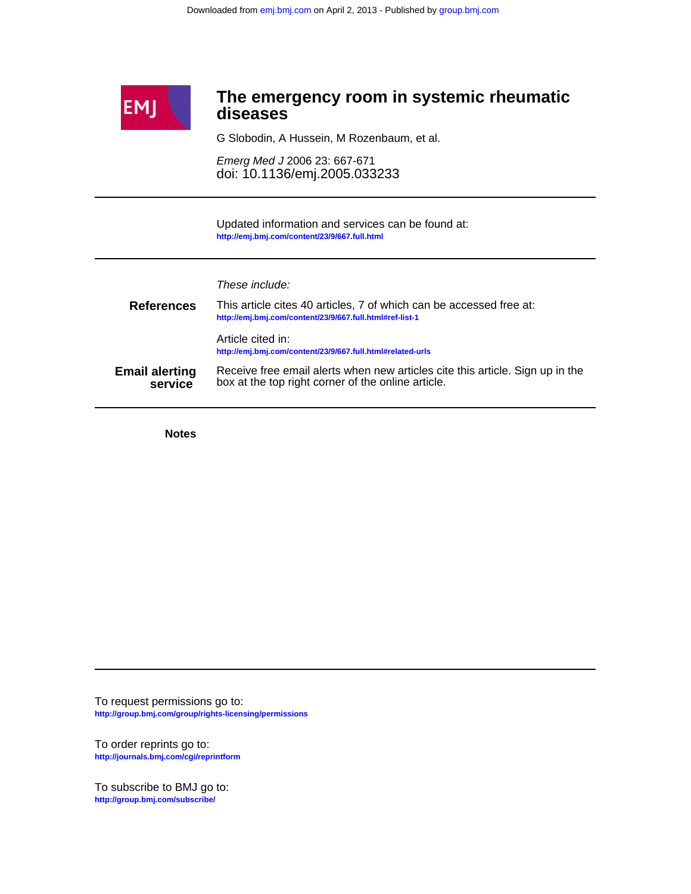Downloaded from emj.bmj.com on April 2, 2013 - Published by group.bmj.com

EMJ

# The emergency room in systemic rheumatic diseases

G Slobodin, A Hussein, M Rozenbaum, et al.

*Emerg Med J* 2006 23: 667-671
doi: 10.1136/emj.2005.033233

Updated information and services can be found at:
**http://emj.bmj.com/content/23/9/667.full.html**

*These include:*

**References**

This article cites 40 articles, 7 of which can be accessed free at:
**http://emj.bmj.com/content/23/9/667.full.html#ref-list-1**

Article cited in:
**http://emj.bmj.com/content/23/9/667.full.html#related-urls**

**Email alerting service**

Receive free email alerts when new articles cite this article. Sign up in the box at the top right corner of the online article.

**Notes**

To request permissions go to:
**http://group.bmj.com/group/rights-licensing/permissions**

To order reprints go to:
**http://journals.bmj.com/cgi/reprintform**

To subscribe to BMJ go to:
**http://group.bmj.com/subscribe/**